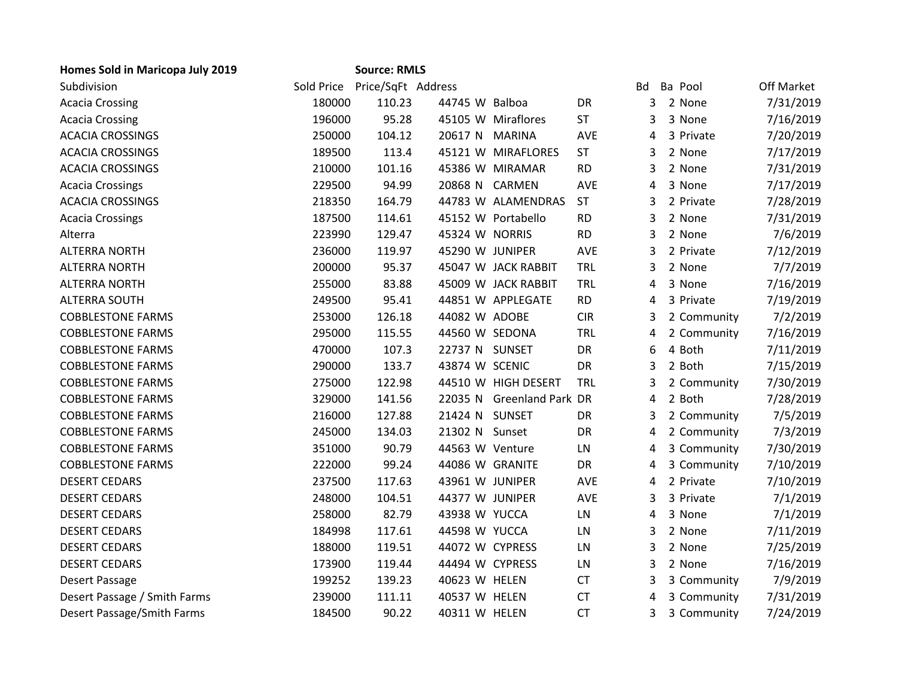**Homes Sold in Maricopa July 2019** **Source: RMLS**

| Subdivision | Sold Price | Price/SqFt | Address | | | | Bd | Ba | Pool | Off Market |
|---|---|---|---|---|---|---|---|---|---|---|
| Acacia Crossing | 180000 | 110.23 | 44745 | W | Balboa | DR | 3 | 2 | None | 7/31/2019 |
| Acacia Crossing | 196000 | 95.28 | 45105 | W | Miraflores | ST | 3 | 3 | None | 7/16/2019 |
| ACACIA CROSSINGS | 250000 | 104.12 | 20617 | N | MARINA | AVE | 4 | 3 | Private | 7/20/2019 |
| ACACIA CROSSINGS | 189500 | 113.4 | 45121 | W | MIRAFLORES | ST | 3 | 2 | None | 7/17/2019 |
| ACACIA CROSSINGS | 210000 | 101.16 | 45386 | W | MIRAMAR | RD | 3 | 2 | None | 7/31/2019 |
| Acacia Crossings | 229500 | 94.99 | 20868 | N | CARMEN | AVE | 4 | 3 | None | 7/17/2019 |
| ACACIA CROSSINGS | 218350 | 164.79 | 44783 | W | ALAMENDRAS | ST | 3 | 2 | Private | 7/28/2019 |
| Acacia Crossings | 187500 | 114.61 | 45152 | W | Portabello | RD | 3 | 2 | None | 7/31/2019 |
| Alterra | 223990 | 129.47 | 45324 | W | NORRIS | RD | 3 | 2 | None | 7/6/2019 |
| ALTERRA NORTH | 236000 | 119.97 | 45290 | W | JUNIPER | AVE | 3 | 2 | Private | 7/12/2019 |
| ALTERRA NORTH | 200000 | 95.37 | 45047 | W | JACK RABBIT | TRL | 3 | 2 | None | 7/7/2019 |
| ALTERRA NORTH | 255000 | 83.88 | 45009 | W | JACK RABBIT | TRL | 4 | 3 | None | 7/16/2019 |
| ALTERRA SOUTH | 249500 | 95.41 | 44851 | W | APPLEGATE | RD | 4 | 3 | Private | 7/19/2019 |
| COBBLESTONE FARMS | 253000 | 126.18 | 44082 | W | ADOBE | CIR | 3 | 2 | Community | 7/2/2019 |
| COBBLESTONE FARMS | 295000 | 115.55 | 44560 | W | SEDONA | TRL | 4 | 2 | Community | 7/16/2019 |
| COBBLESTONE FARMS | 470000 | 107.3 | 22737 | N | SUNSET | DR | 6 | 4 | Both | 7/11/2019 |
| COBBLESTONE FARMS | 290000 | 133.7 | 43874 | W | SCENIC | DR | 3 | 2 | Both | 7/15/2019 |
| COBBLESTONE FARMS | 275000 | 122.98 | 44510 | W | HIGH DESERT | TRL | 3 | 2 | Community | 7/30/2019 |
| COBBLESTONE FARMS | 329000 | 141.56 | 22035 | N | Greenland Park | DR | 4 | 2 | Both | 7/28/2019 |
| COBBLESTONE FARMS | 216000 | 127.88 | 21424 | N | SUNSET | DR | 3 | 2 | Community | 7/5/2019 |
| COBBLESTONE FARMS | 245000 | 134.03 | 21302 | N | Sunset | DR | 4 | 2 | Community | 7/3/2019 |
| COBBLESTONE FARMS | 351000 | 90.79 | 44563 | W | Venture | LN | 4 | 3 | Community | 7/30/2019 |
| COBBLESTONE FARMS | 222000 | 99.24 | 44086 | W | GRANITE | DR | 4 | 3 | Community | 7/10/2019 |
| DESERT CEDARS | 237500 | 117.63 | 43961 | W | JUNIPER | AVE | 4 | 2 | Private | 7/10/2019 |
| DESERT CEDARS | 248000 | 104.51 | 44377 | W | JUNIPER | AVE | 3 | 3 | Private | 7/1/2019 |
| DESERT CEDARS | 258000 | 82.79 | 43938 | W | YUCCA | LN | 4 | 3 | None | 7/1/2019 |
| DESERT CEDARS | 184998 | 117.61 | 44598 | W | YUCCA | LN | 3 | 2 | None | 7/11/2019 |
| DESERT CEDARS | 188000 | 119.51 | 44072 | W | CYPRESS | LN | 3 | 2 | None | 7/25/2019 |
| DESERT CEDARS | 173900 | 119.44 | 44494 | W | CYPRESS | LN | 3 | 2 | None | 7/16/2019 |
| Desert Passage | 199252 | 139.23 | 40623 | W | HELEN | CT | 3 | 3 | Community | 7/9/2019 |
| Desert Passage / Smith Farms | 239000 | 111.11 | 40537 | W | HELEN | CT | 4 | 3 | Community | 7/31/2019 |
| Desert Passage/Smith Farms | 184500 | 90.22 | 40311 | W | HELEN | CT | 3 | 3 | Community | 7/24/2019 |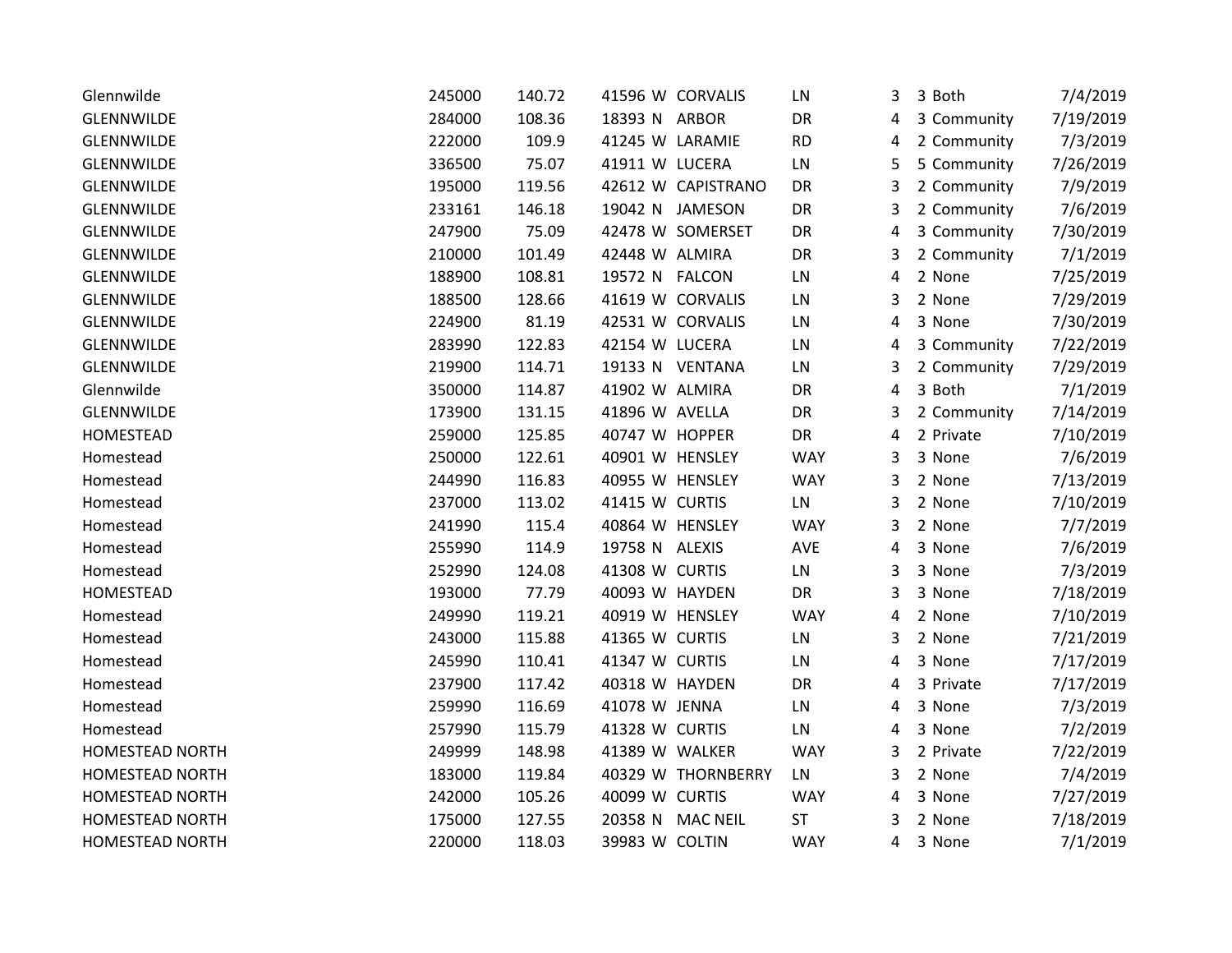| | | | | | | | | | | |
|---|---|---|---|---|---|---|---|---|---|---|
| Glennwilde | 245000 | 140.72 | 41596 | W | CORVALIS | LN | 3 | 3 | Both | 7/4/2019 |
| GLENNWILDE | 284000 | 108.36 | 18393 | N | ARBOR | DR | 4 | 3 | Community | 7/19/2019 |
| GLENNWILDE | 222000 | 109.9 | 41245 | W | LARAMIE | RD | 4 | 2 | Community | 7/3/2019 |
| GLENNWILDE | 336500 | 75.07 | 41911 | W | LUCERA | LN | 5 | 5 | Community | 7/26/2019 |
| GLENNWILDE | 195000 | 119.56 | 42612 | W | CAPISTRANO | DR | 3 | 2 | Community | 7/9/2019 |
| GLENNWILDE | 233161 | 146.18 | 19042 | N | JAMESON | DR | 3 | 2 | Community | 7/6/2019 |
| GLENNWILDE | 247900 | 75.09 | 42478 | W | SOMERSET | DR | 4 | 3 | Community | 7/30/2019 |
| GLENNWILDE | 210000 | 101.49 | 42448 | W | ALMIRA | DR | 3 | 2 | Community | 7/1/2019 |
| GLENNWILDE | 188900 | 108.81 | 19572 | N | FALCON | LN | 4 | 2 | None | 7/25/2019 |
| GLENNWILDE | 188500 | 128.66 | 41619 | W | CORVALIS | LN | 3 | 2 | None | 7/29/2019 |
| GLENNWILDE | 224900 | 81.19 | 42531 | W | CORVALIS | LN | 4 | 3 | None | 7/30/2019 |
| GLENNWILDE | 283990 | 122.83 | 42154 | W | LUCERA | LN | 4 | 3 | Community | 7/22/2019 |
| GLENNWILDE | 219900 | 114.71 | 19133 | N | VENTANA | LN | 3 | 2 | Community | 7/29/2019 |
| Glennwilde | 350000 | 114.87 | 41902 | W | ALMIRA | DR | 4 | 3 | Both | 7/1/2019 |
| GLENNWILDE | 173900 | 131.15 | 41896 | W | AVELLA | DR | 3 | 2 | Community | 7/14/2019 |
| HOMESTEAD | 259000 | 125.85 | 40747 | W | HOPPER | DR | 4 | 2 | Private | 7/10/2019 |
| Homestead | 250000 | 122.61 | 40901 | W | HENSLEY | WAY | 3 | 3 | None | 7/6/2019 |
| Homestead | 244990 | 116.83 | 40955 | W | HENSLEY | WAY | 3 | 2 | None | 7/13/2019 |
| Homestead | 237000 | 113.02 | 41415 | W | CURTIS | LN | 3 | 2 | None | 7/10/2019 |
| Homestead | 241990 | 115.4 | 40864 | W | HENSLEY | WAY | 3 | 2 | None | 7/7/2019 |
| Homestead | 255990 | 114.9 | 19758 | N | ALEXIS | AVE | 4 | 3 | None | 7/6/2019 |
| Homestead | 252990 | 124.08 | 41308 | W | CURTIS | LN | 3 | 3 | None | 7/3/2019 |
| HOMESTEAD | 193000 | 77.79 | 40093 | W | HAYDEN | DR | 3 | 3 | None | 7/18/2019 |
| Homestead | 249990 | 119.21 | 40919 | W | HENSLEY | WAY | 4 | 2 | None | 7/10/2019 |
| Homestead | 243000 | 115.88 | 41365 | W | CURTIS | LN | 3 | 2 | None | 7/21/2019 |
| Homestead | 245990 | 110.41 | 41347 | W | CURTIS | LN | 4 | 3 | None | 7/17/2019 |
| Homestead | 237900 | 117.42 | 40318 | W | HAYDEN | DR | 4 | 3 | Private | 7/17/2019 |
| Homestead | 259990 | 116.69 | 41078 | W | JENNA | LN | 4 | 3 | None | 7/3/2019 |
| Homestead | 257990 | 115.79 | 41328 | W | CURTIS | LN | 4 | 3 | None | 7/2/2019 |
| HOMESTEAD NORTH | 249999 | 148.98 | 41389 | W | WALKER | WAY | 3 | 2 | Private | 7/22/2019 |
| HOMESTEAD NORTH | 183000 | 119.84 | 40329 | W | THORNBERRY | LN | 3 | 2 | None | 7/4/2019 |
| HOMESTEAD NORTH | 242000 | 105.26 | 40099 | W | CURTIS | WAY | 4 | 3 | None | 7/27/2019 |
| HOMESTEAD NORTH | 175000 | 127.55 | 20358 | N | MAC NEIL | ST | 3 | 2 | None | 7/18/2019 |
| HOMESTEAD NORTH | 220000 | 118.03 | 39983 | W | COLTIN | WAY | 4 | 3 | None | 7/1/2019 |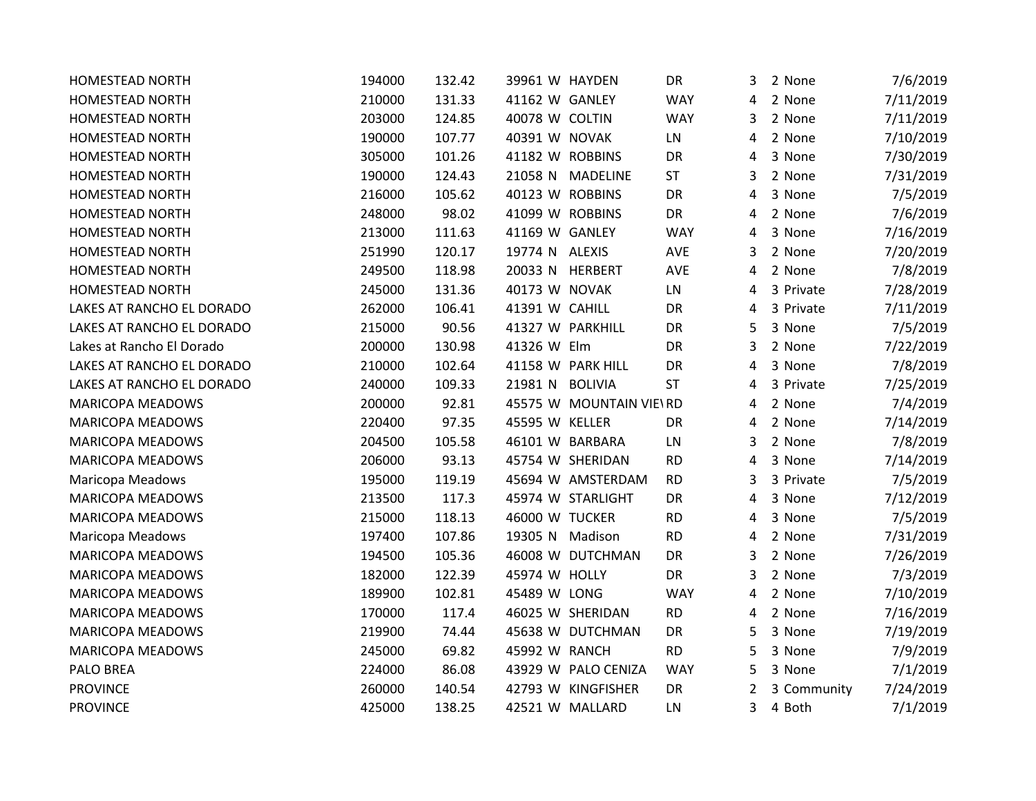| | | | | | | | | | | |
|---|---|---|---|---|---|---|---|---|---|---|
| HOMESTEAD NORTH | 194000 | 132.42 | 39961 | W | HAYDEN | DR | 3 | 2 | None | 7/6/2019 |
| HOMESTEAD NORTH | 210000 | 131.33 | 41162 | W | GANLEY | WAY | 4 | 2 | None | 7/11/2019 |
| HOMESTEAD NORTH | 203000 | 124.85 | 40078 | W | COLTIN | WAY | 3 | 2 | None | 7/11/2019 |
| HOMESTEAD NORTH | 190000 | 107.77 | 40391 | W | NOVAK | LN | 4 | 2 | None | 7/10/2019 |
| HOMESTEAD NORTH | 305000 | 101.26 | 41182 | W | ROBBINS | DR | 4 | 3 | None | 7/30/2019 |
| HOMESTEAD NORTH | 190000 | 124.43 | 21058 | N | MADELINE | ST | 3 | 2 | None | 7/31/2019 |
| HOMESTEAD NORTH | 216000 | 105.62 | 40123 | W | ROBBINS | DR | 4 | 3 | None | 7/5/2019 |
| HOMESTEAD NORTH | 248000 | 98.02 | 41099 | W | ROBBINS | DR | 4 | 2 | None | 7/6/2019 |
| HOMESTEAD NORTH | 213000 | 111.63 | 41169 | W | GANLEY | WAY | 4 | 3 | None | 7/16/2019 |
| HOMESTEAD NORTH | 251990 | 120.17 | 19774 | N | ALEXIS | AVE | 3 | 2 | None | 7/20/2019 |
| HOMESTEAD NORTH | 249500 | 118.98 | 20033 | N | HERBERT | AVE | 4 | 2 | None | 7/8/2019 |
| HOMESTEAD NORTH | 245000 | 131.36 | 40173 | W | NOVAK | LN | 4 | 3 | Private | 7/28/2019 |
| LAKES AT RANCHO EL DORADO | 262000 | 106.41 | 41391 | W | CAHILL | DR | 4 | 3 | Private | 7/11/2019 |
| LAKES AT RANCHO EL DORADO | 215000 | 90.56 | 41327 | W | PARKHILL | DR | 5 | 3 | None | 7/5/2019 |
| Lakes at Rancho El Dorado | 200000 | 130.98 | 41326 | W | Elm | DR | 3 | 2 | None | 7/22/2019 |
| LAKES AT RANCHO EL DORADO | 210000 | 102.64 | 41158 | W | PARK HILL | DR | 4 | 3 | None | 7/8/2019 |
| LAKES AT RANCHO EL DORADO | 240000 | 109.33 | 21981 | N | BOLIVIA | ST | 4 | 3 | Private | 7/25/2019 |
| MARICOPA MEADOWS | 200000 | 92.81 | 45575 | W | MOUNTAIN VIEW | RD | 4 | 2 | None | 7/4/2019 |
| MARICOPA MEADOWS | 220400 | 97.35 | 45595 | W | KELLER | DR | 4 | 2 | None | 7/14/2019 |
| MARICOPA MEADOWS | 204500 | 105.58 | 46101 | W | BARBARA | LN | 3 | 2 | None | 7/8/2019 |
| MARICOPA MEADOWS | 206000 | 93.13 | 45754 | W | SHERIDAN | RD | 4 | 3 | None | 7/14/2019 |
| Maricopa Meadows | 195000 | 119.19 | 45694 | W | AMSTERDAM | RD | 3 | 3 | Private | 7/5/2019 |
| MARICOPA MEADOWS | 213500 | 117.3 | 45974 | W | STARLIGHT | DR | 4 | 3 | None | 7/12/2019 |
| MARICOPA MEADOWS | 215000 | 118.13 | 46000 | W | TUCKER | RD | 4 | 3 | None | 7/5/2019 |
| Maricopa Meadows | 197400 | 107.86 | 19305 | N | Madison | RD | 4 | 2 | None | 7/31/2019 |
| MARICOPA MEADOWS | 194500 | 105.36 | 46008 | W | DUTCHMAN | DR | 3 | 2 | None | 7/26/2019 |
| MARICOPA MEADOWS | 182000 | 122.39 | 45974 | W | HOLLY | DR | 3 | 2 | None | 7/3/2019 |
| MARICOPA MEADOWS | 189900 | 102.81 | 45489 | W | LONG | WAY | 4 | 2 | None | 7/10/2019 |
| MARICOPA MEADOWS | 170000 | 117.4 | 46025 | W | SHERIDAN | RD | 4 | 2 | None | 7/16/2019 |
| MARICOPA MEADOWS | 219900 | 74.44 | 45638 | W | DUTCHMAN | DR | 5 | 3 | None | 7/19/2019 |
| MARICOPA MEADOWS | 245000 | 69.82 | 45992 | W | RANCH | RD | 5 | 3 | None | 7/9/2019 |
| PALO BREA | 224000 | 86.08 | 43929 | W | PALO CENIZA | WAY | 5 | 3 | None | 7/1/2019 |
| PROVINCE | 260000 | 140.54 | 42793 | W | KINGFISHER | DR | 2 | 3 | Community | 7/24/2019 |
| PROVINCE | 425000 | 138.25 | 42521 | W | MALLARD | LN | 3 | 4 | Both | 7/1/2019 |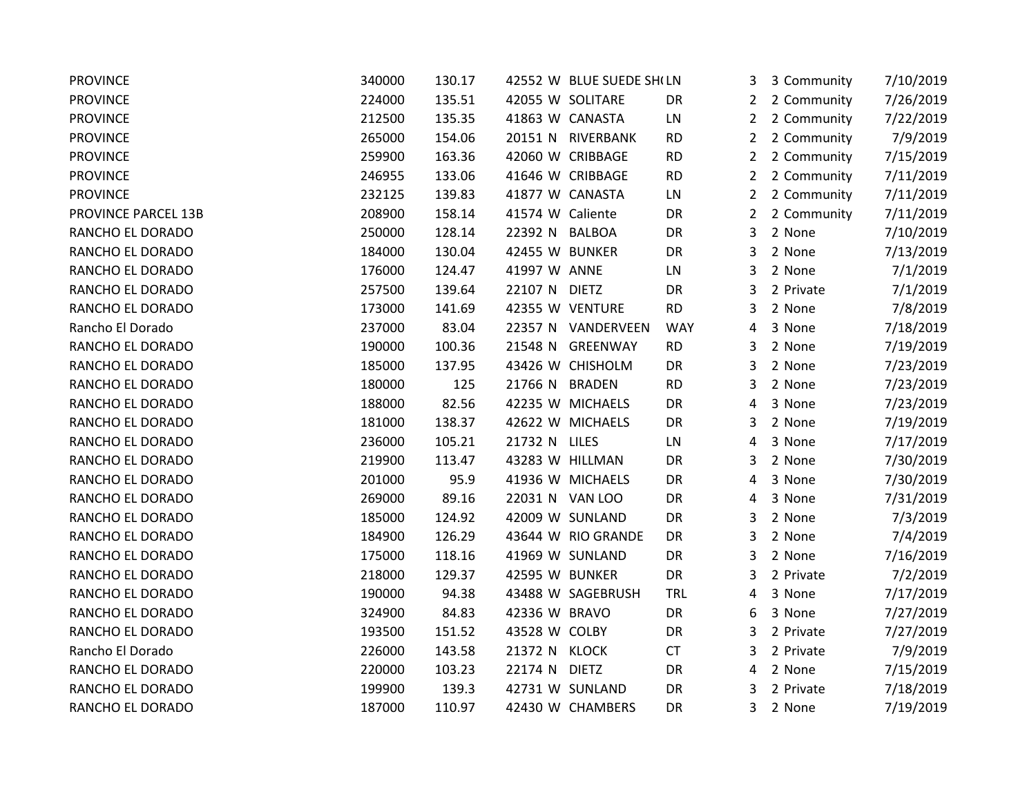| | | | | | | | | | | |
|---|---|---|---|---|---|---|---|---|---|---|
| PROVINCE | 340000 | 130.17 | 42552 | W | BLUE SUEDE SH( | LN | 3 | 3 | Community | 7/10/2019 |
| PROVINCE | 224000 | 135.51 | 42055 | W | SOLITARE | DR | 2 | 2 | Community | 7/26/2019 |
| PROVINCE | 212500 | 135.35 | 41863 | W | CANASTA | LN | 2 | 2 | Community | 7/22/2019 |
| PROVINCE | 265000 | 154.06 | 20151 | N | RIVERBANK | RD | 2 | 2 | Community | 7/9/2019 |
| PROVINCE | 259900 | 163.36 | 42060 | W | CRIBBAGE | RD | 2 | 2 | Community | 7/15/2019 |
| PROVINCE | 246955 | 133.06 | 41646 | W | CRIBBAGE | RD | 2 | 2 | Community | 7/11/2019 |
| PROVINCE | 232125 | 139.83 | 41877 | W | CANASTA | LN | 2 | 2 | Community | 7/11/2019 |
| PROVINCE PARCEL 13B | 208900 | 158.14 | 41574 | W | Caliente | DR | 2 | 2 | Community | 7/11/2019 |
| RANCHO EL DORADO | 250000 | 128.14 | 22392 | N | BALBOA | DR | 3 | 2 | None | 7/10/2019 |
| RANCHO EL DORADO | 184000 | 130.04 | 42455 | W | BUNKER | DR | 3 | 2 | None | 7/13/2019 |
| RANCHO EL DORADO | 176000 | 124.47 | 41997 | W | ANNE | LN | 3 | 2 | None | 7/1/2019 |
| RANCHO EL DORADO | 257500 | 139.64 | 22107 | N | DIETZ | DR | 3 | 2 | Private | 7/1/2019 |
| RANCHO EL DORADO | 173000 | 141.69 | 42355 | W | VENTURE | RD | 3 | 2 | None | 7/8/2019 |
| Rancho El Dorado | 237000 | 83.04 | 22357 | N | VANDERVEEN | WAY | 4 | 3 | None | 7/18/2019 |
| RANCHO EL DORADO | 190000 | 100.36 | 21548 | N | GREENWAY | RD | 3 | 2 | None | 7/19/2019 |
| RANCHO EL DORADO | 185000 | 137.95 | 43426 | W | CHISHOLM | DR | 3 | 2 | None | 7/23/2019 |
| RANCHO EL DORADO | 180000 | 125 | 21766 | N | BRADEN | RD | 3 | 2 | None | 7/23/2019 |
| RANCHO EL DORADO | 188000 | 82.56 | 42235 | W | MICHAELS | DR | 4 | 3 | None | 7/23/2019 |
| RANCHO EL DORADO | 181000 | 138.37 | 42622 | W | MICHAELS | DR | 3 | 2 | None | 7/19/2019 |
| RANCHO EL DORADO | 236000 | 105.21 | 21732 | N | LILES | LN | 4 | 3 | None | 7/17/2019 |
| RANCHO EL DORADO | 219900 | 113.47 | 43283 | W | HILLMAN | DR | 3 | 2 | None | 7/30/2019 |
| RANCHO EL DORADO | 201000 | 95.9 | 41936 | W | MICHAELS | DR | 4 | 3 | None | 7/30/2019 |
| RANCHO EL DORADO | 269000 | 89.16 | 22031 | N | VAN LOO | DR | 4 | 3 | None | 7/31/2019 |
| RANCHO EL DORADO | 185000 | 124.92 | 42009 | W | SUNLAND | DR | 3 | 2 | None | 7/3/2019 |
| RANCHO EL DORADO | 184900 | 126.29 | 43644 | W | RIO GRANDE | DR | 3 | 2 | None | 7/4/2019 |
| RANCHO EL DORADO | 175000 | 118.16 | 41969 | W | SUNLAND | DR | 3 | 2 | None | 7/16/2019 |
| RANCHO EL DORADO | 218000 | 129.37 | 42595 | W | BUNKER | DR | 3 | 2 | Private | 7/2/2019 |
| RANCHO EL DORADO | 190000 | 94.38 | 43488 | W | SAGEBRUSH | TRL | 4 | 3 | None | 7/17/2019 |
| RANCHO EL DORADO | 324900 | 84.83 | 42336 | W | BRAVO | DR | 6 | 3 | None | 7/27/2019 |
| RANCHO EL DORADO | 193500 | 151.52 | 43528 | W | COLBY | DR | 3 | 2 | Private | 7/27/2019 |
| Rancho El Dorado | 226000 | 143.58 | 21372 | N | KLOCK | CT | 3 | 2 | Private | 7/9/2019 |
| RANCHO EL DORADO | 220000 | 103.23 | 22174 | N | DIETZ | DR | 4 | 2 | None | 7/15/2019 |
| RANCHO EL DORADO | 199900 | 139.3 | 42731 | W | SUNLAND | DR | 3 | 2 | Private | 7/18/2019 |
| RANCHO EL DORADO | 187000 | 110.97 | 42430 | W | CHAMBERS | DR | 3 | 2 | None | 7/19/2019 |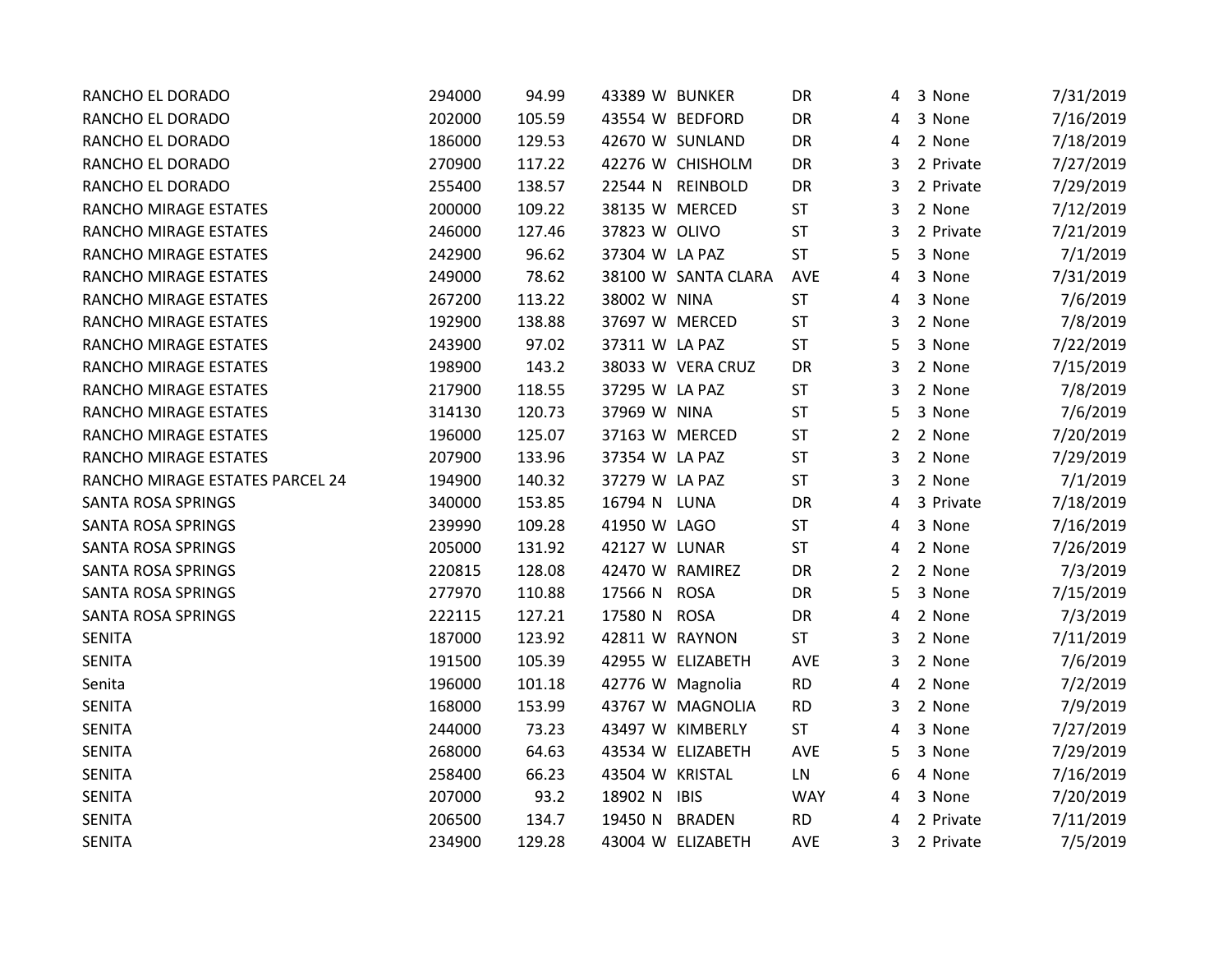| | | | | | | | | | | |
|---|---|---|---|---|---|---|---|---|---|---|
| RANCHO EL DORADO | 294000 | 94.99 | 43389 | W | BUNKER | DR | 4 | 3 | None | 7/31/2019 |
| RANCHO EL DORADO | 202000 | 105.59 | 43554 | W | BEDFORD | DR | 4 | 3 | None | 7/16/2019 |
| RANCHO EL DORADO | 186000 | 129.53 | 42670 | W | SUNLAND | DR | 4 | 2 | None | 7/18/2019 |
| RANCHO EL DORADO | 270900 | 117.22 | 42276 | W | CHISHOLM | DR | 3 | 2 | Private | 7/27/2019 |
| RANCHO EL DORADO | 255400 | 138.57 | 22544 | N | REINBOLD | DR | 3 | 2 | Private | 7/29/2019 |
| RANCHO MIRAGE ESTATES | 200000 | 109.22 | 38135 | W | MERCED | ST | 3 | 2 | None | 7/12/2019 |
| RANCHO MIRAGE ESTATES | 246000 | 127.46 | 37823 | W | OLIVO | ST | 3 | 2 | Private | 7/21/2019 |
| RANCHO MIRAGE ESTATES | 242900 | 96.62 | 37304 | W | LA PAZ | ST | 5 | 3 | None | 7/1/2019 |
| RANCHO MIRAGE ESTATES | 249000 | 78.62 | 38100 | W | SANTA CLARA | AVE | 4 | 3 | None | 7/31/2019 |
| RANCHO MIRAGE ESTATES | 267200 | 113.22 | 38002 | W | NINA | ST | 4 | 3 | None | 7/6/2019 |
| RANCHO MIRAGE ESTATES | 192900 | 138.88 | 37697 | W | MERCED | ST | 3 | 2 | None | 7/8/2019 |
| RANCHO MIRAGE ESTATES | 243900 | 97.02 | 37311 | W | LA PAZ | ST | 5 | 3 | None | 7/22/2019 |
| RANCHO MIRAGE ESTATES | 198900 | 143.2 | 38033 | W | VERA CRUZ | DR | 3 | 2 | None | 7/15/2019 |
| RANCHO MIRAGE ESTATES | 217900 | 118.55 | 37295 | W | LA PAZ | ST | 3 | 2 | None | 7/8/2019 |
| RANCHO MIRAGE ESTATES | 314130 | 120.73 | 37969 | W | NINA | ST | 5 | 3 | None | 7/6/2019 |
| RANCHO MIRAGE ESTATES | 196000 | 125.07 | 37163 | W | MERCED | ST | 2 | 2 | None | 7/20/2019 |
| RANCHO MIRAGE ESTATES | 207900 | 133.96 | 37354 | W | LA PAZ | ST | 3 | 2 | None | 7/29/2019 |
| RANCHO MIRAGE ESTATES PARCEL 24 | 194900 | 140.32 | 37279 | W | LA PAZ | ST | 3 | 2 | None | 7/1/2019 |
| SANTA ROSA SPRINGS | 340000 | 153.85 | 16794 | N | LUNA | DR | 4 | 3 | Private | 7/18/2019 |
| SANTA ROSA SPRINGS | 239990 | 109.28 | 41950 | W | LAGO | ST | 4 | 3 | None | 7/16/2019 |
| SANTA ROSA SPRINGS | 205000 | 131.92 | 42127 | W | LUNAR | ST | 4 | 2 | None | 7/26/2019 |
| SANTA ROSA SPRINGS | 220815 | 128.08 | 42470 | W | RAMIREZ | DR | 2 | 2 | None | 7/3/2019 |
| SANTA ROSA SPRINGS | 277970 | 110.88 | 17566 | N | ROSA | DR | 5 | 3 | None | 7/15/2019 |
| SANTA ROSA SPRINGS | 222115 | 127.21 | 17580 | N | ROSA | DR | 4 | 2 | None | 7/3/2019 |
| SENITA | 187000 | 123.92 | 42811 | W | RAYNON | ST | 3 | 2 | None | 7/11/2019 |
| SENITA | 191500 | 105.39 | 42955 | W | ELIZABETH | AVE | 3 | 2 | None | 7/6/2019 |
| Senita | 196000 | 101.18 | 42776 | W | Magnolia | RD | 4 | 2 | None | 7/2/2019 |
| SENITA | 168000 | 153.99 | 43767 | W | MAGNOLIA | RD | 3 | 2 | None | 7/9/2019 |
| SENITA | 244000 | 73.23 | 43497 | W | KIMBERLY | ST | 4 | 3 | None | 7/27/2019 |
| SENITA | 268000 | 64.63 | 43534 | W | ELIZABETH | AVE | 5 | 3 | None | 7/29/2019 |
| SENITA | 258400 | 66.23 | 43504 | W | KRISTAL | LN | 6 | 4 | None | 7/16/2019 |
| SENITA | 207000 | 93.2 | 18902 | N | IBIS | WAY | 4 | 3 | None | 7/20/2019 |
| SENITA | 206500 | 134.7 | 19450 | N | BRADEN | RD | 4 | 2 | Private | 7/11/2019 |
| SENITA | 234900 | 129.28 | 43004 | W | ELIZABETH | AVE | 3 | 2 | Private | 7/5/2019 |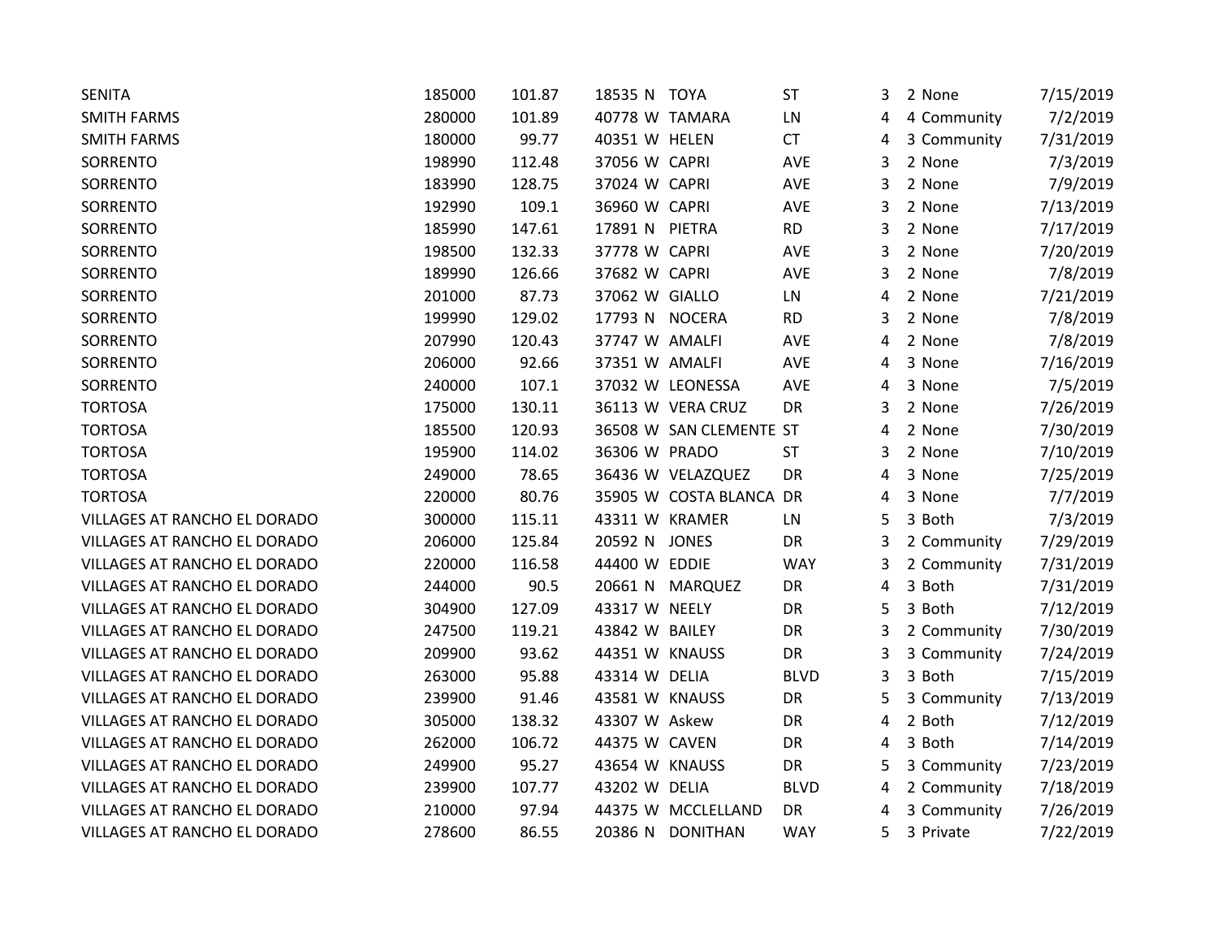| | | | | | | | | | | |
|---|---|---|---|---|---|---|---|---|---|---|
| SENITA | 185000 | 101.87 | 18535 | N | TOYA | ST | 3 | 2 | None | 7/15/2019 |
| SMITH FARMS | 280000 | 101.89 | 40778 | W | TAMARA | LN | 4 | 4 | Community | 7/2/2019 |
| SMITH FARMS | 180000 | 99.77 | 40351 | W | HELEN | CT | 4 | 3 | Community | 7/31/2019 |
| SORRENTO | 198990 | 112.48 | 37056 | W | CAPRI | AVE | 3 | 2 | None | 7/3/2019 |
| SORRENTO | 183990 | 128.75 | 37024 | W | CAPRI | AVE | 3 | 2 | None | 7/9/2019 |
| SORRENTO | 192990 | 109.1 | 36960 | W | CAPRI | AVE | 3 | 2 | None | 7/13/2019 |
| SORRENTO | 185990 | 147.61 | 17891 | N | PIETRA | RD | 3 | 2 | None | 7/17/2019 |
| SORRENTO | 198500 | 132.33 | 37778 | W | CAPRI | AVE | 3 | 2 | None | 7/20/2019 |
| SORRENTO | 189990 | 126.66 | 37682 | W | CAPRI | AVE | 3 | 2 | None | 7/8/2019 |
| SORRENTO | 201000 | 87.73 | 37062 | W | GIALLO | LN | 4 | 2 | None | 7/21/2019 |
| SORRENTO | 199990 | 129.02 | 17793 | N | NOCERA | RD | 3 | 2 | None | 7/8/2019 |
| SORRENTO | 207990 | 120.43 | 37747 | W | AMALFI | AVE | 4 | 2 | None | 7/8/2019 |
| SORRENTO | 206000 | 92.66 | 37351 | W | AMALFI | AVE | 4 | 3 | None | 7/16/2019 |
| SORRENTO | 240000 | 107.1 | 37032 | W | LEONESSA | AVE | 4 | 3 | None | 7/5/2019 |
| TORTOSA | 175000 | 130.11 | 36113 | W | VERA CRUZ | DR | 3 | 2 | None | 7/26/2019 |
| TORTOSA | 185500 | 120.93 | 36508 | W | SAN CLEMENTE | ST | 4 | 2 | None | 7/30/2019 |
| TORTOSA | 195900 | 114.02 | 36306 | W | PRADO | ST | 3 | 2 | None | 7/10/2019 |
| TORTOSA | 249000 | 78.65 | 36436 | W | VELAZQUEZ | DR | 4 | 3 | None | 7/25/2019 |
| TORTOSA | 220000 | 80.76 | 35905 | W | COSTA BLANCA | DR | 4 | 3 | None | 7/7/2019 |
| VILLAGES AT RANCHO EL DORADO | 300000 | 115.11 | 43311 | W | KRAMER | LN | 5 | 3 | Both | 7/3/2019 |
| VILLAGES AT RANCHO EL DORADO | 206000 | 125.84 | 20592 | N | JONES | DR | 3 | 2 | Community | 7/29/2019 |
| VILLAGES AT RANCHO EL DORADO | 220000 | 116.58 | 44400 | W | EDDIE | WAY | 3 | 2 | Community | 7/31/2019 |
| VILLAGES AT RANCHO EL DORADO | 244000 | 90.5 | 20661 | N | MARQUEZ | DR | 4 | 3 | Both | 7/31/2019 |
| VILLAGES AT RANCHO EL DORADO | 304900 | 127.09 | 43317 | W | NEELY | DR | 5 | 3 | Both | 7/12/2019 |
| VILLAGES AT RANCHO EL DORADO | 247500 | 119.21 | 43842 | W | BAILEY | DR | 3 | 2 | Community | 7/30/2019 |
| VILLAGES AT RANCHO EL DORADO | 209900 | 93.62 | 44351 | W | KNAUSS | DR | 3 | 3 | Community | 7/24/2019 |
| VILLAGES AT RANCHO EL DORADO | 263000 | 95.88 | 43314 | W | DELIA | BLVD | 3 | 3 | Both | 7/15/2019 |
| VILLAGES AT RANCHO EL DORADO | 239900 | 91.46 | 43581 | W | KNAUSS | DR | 5 | 3 | Community | 7/13/2019 |
| VILLAGES AT RANCHO EL DORADO | 305000 | 138.32 | 43307 | W | Askew | DR | 4 | 2 | Both | 7/12/2019 |
| VILLAGES AT RANCHO EL DORADO | 262000 | 106.72 | 44375 | W | CAVEN | DR | 4 | 3 | Both | 7/14/2019 |
| VILLAGES AT RANCHO EL DORADO | 249900 | 95.27 | 43654 | W | KNAUSS | DR | 5 | 3 | Community | 7/23/2019 |
| VILLAGES AT RANCHO EL DORADO | 239900 | 107.77 | 43202 | W | DELIA | BLVD | 4 | 2 | Community | 7/18/2019 |
| VILLAGES AT RANCHO EL DORADO | 210000 | 97.94 | 44375 | W | MCCLELLAND | DR | 4 | 3 | Community | 7/26/2019 |
| VILLAGES AT RANCHO EL DORADO | 278600 | 86.55 | 20386 | N | DONITHAN | WAY | 5 | 3 | Private | 7/22/2019 |